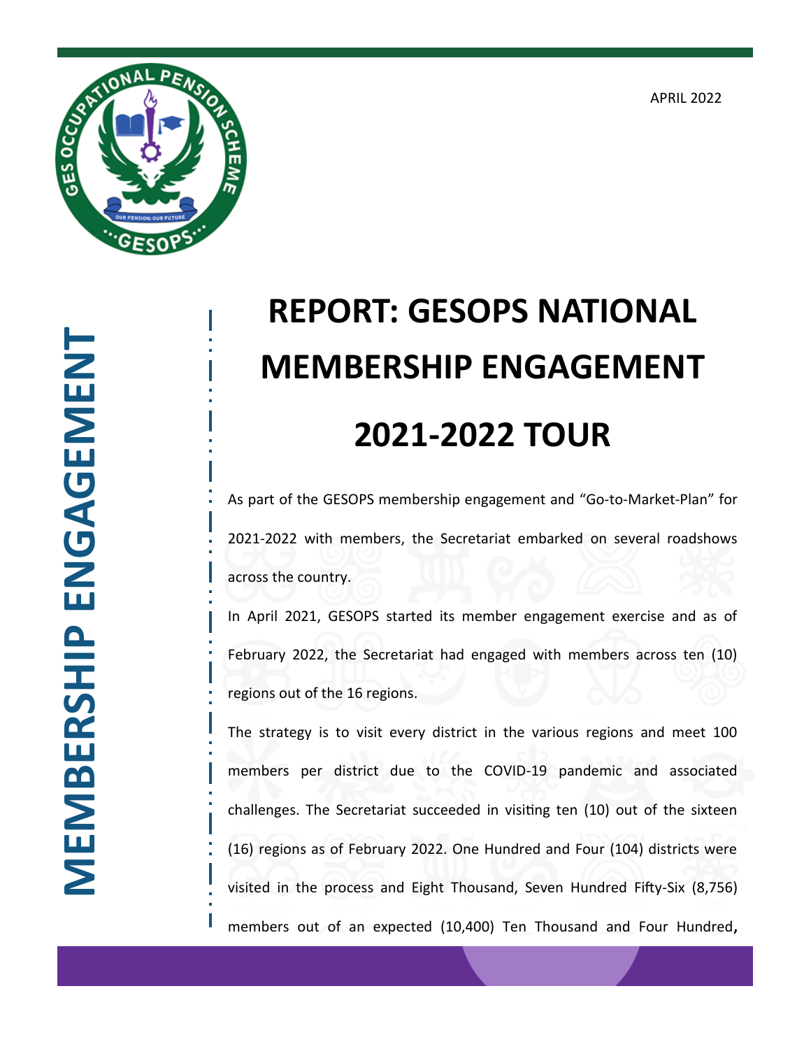APRIL 2022

MEMBERSHIP ENGAGEMENT

# REPORT: GESOPS NATIONAL MEMBERSHIP ENGAGEMENT 2021-2022 TOUR

As part of the GESOPS membership engagement and "Go-to-Market-Plan" for 2021-2022 with members, the Secretariat embarked on several roadshows across the country.

In April 2021, GESOPS started its member engagement exercise and as of February 2022, the Secretariat had engaged with members across ten (10) regions out of the 16 regions.

The strategy is to visit every district in the various regions and meet 100 members per district due to the COVID-19 pandemic and associated challenges. The Secretariat succeeded in visiting ten (10) out of the sixteen (16) regions as of February 2022. One Hundred and Four (104) districts were visited in the process and Eight Thousand, Seven Hundred Fifty-Six (8,756) members out of an expected (10,400) Ten Thousand and Four Hundred,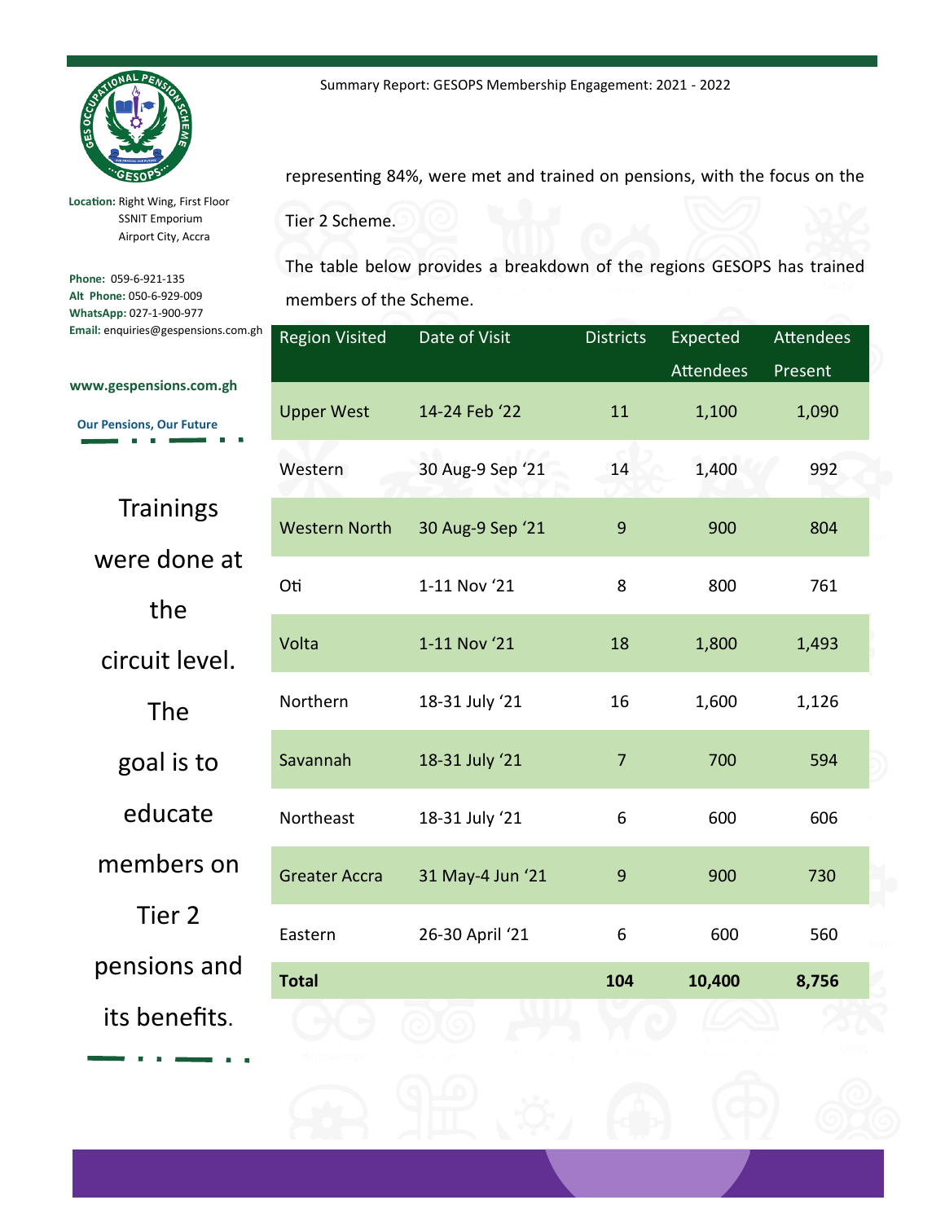Location: Right Wing, First Floor
SSNIT Emporium
Airport City, Accra

**Phone:** 059-6-921-135
**Alt Phone:** 050-6-929-009
**WhatsApp:** 027-1-900-977
**Email:** enquiries@gespensions.com.gh

**www.gespensions.com.gh**

**Our Pensions, Our Future**

Trainings were done at the circuit level. The goal is to educate members on Tier 2 pensions and its benefits.

representing 84%, were met and trained on pensions, with the focus on the Tier 2 Scheme.

The table below provides a breakdown of the regions GESOPS has trained members of the Scheme.

| Region Visited | Date of Visit | Districts | Expected Attendees | Attendees Present |
|---|---|---|---|---|
| Upper West | 14-24 Feb '22 | 11 | 1,100 | 1,090 |
| Western | 30 Aug-9 Sep '21 | 14 | 1,400 | 992 |
| Western North | 30 Aug-9 Sep '21 | 9 | 900 | 804 |
| Oti | 1-11 Nov '21 | 8 | 800 | 761 |
| Volta | 1-11 Nov '21 | 18 | 1,800 | 1,493 |
| Northern | 18-31 July '21 | 16 | 1,600 | 1,126 |
| Savannah | 18-31 July '21 | 7 | 700 | 594 |
| Northeast | 18-31 July '21 | 6 | 600 | 606 |
| Greater Accra | 31 May-4 Jun '21 | 9 | 900 | 730 |
| Eastern | 26-30 April '21 | 6 | 600 | 560 |
| **Total** | | **104** | **10,400** | **8,756** |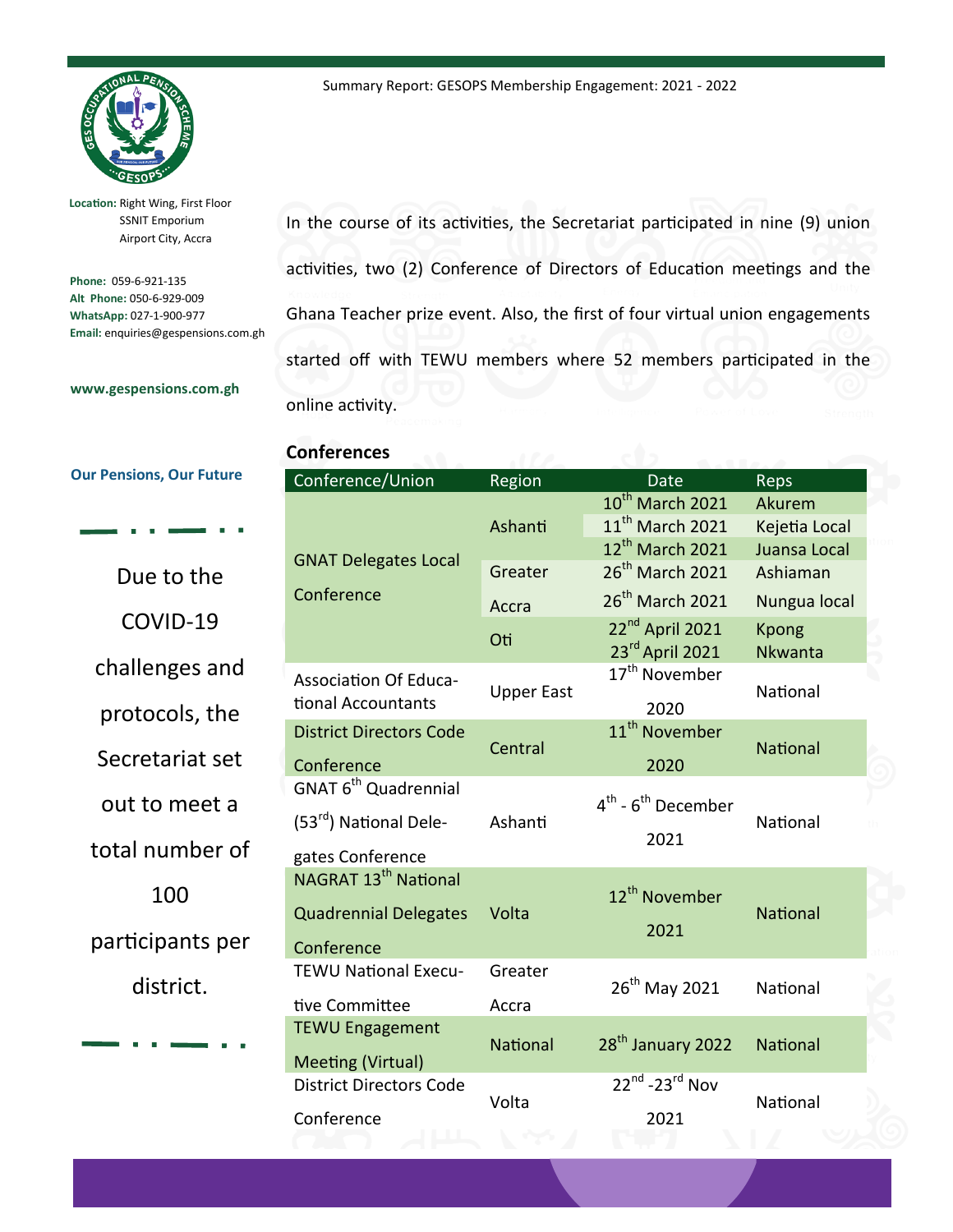**Location:** Right Wing, First Floor
SSNIT Emporium
Airport City, Accra

**Phone:** 059-6-921-135
**Alt Phone:** 050-6-929-009
**WhatsApp:** 027-1-900-977
**Email:** enquiries@gespensions.com.gh

**www.gespensions.com.gh**

**Our Pensions, Our Future**

Due to the COVID-19 challenges and protocols, the Secretariat set out to meet a total number of 100 participants per district.

In the course of its activities, the Secretariat participated in nine (9) union activities, two (2) Conference of Directors of Education meetings and the Ghana Teacher prize event. Also, the first of four virtual union engagements started off with TEWU members where 52 members participated in the online activity.

## Conferences

| Conference/Union | Region | Date | Reps |
|---|---|---|---|
| GNAT Delegates Local Conference | Ashanti | 10th March 2021 | Akurem |
| | | 11th March 2021 | Kejetia Local |
| | | 12th March 2021 | Juansa Local |
| | Greater Accra | 26th March 2021 | Ashiaman |
| | | 26th March 2021 | Nungua local |
| | Oti | 22nd April 2021 | Kpong |
| | | 23rd April 2021 | Nkwanta |
| Association Of Educational Accountants | Upper East | 17th November 2020 | National |
| District Directors Code Conference | Central | 11th November 2020 | National |
| GNAT 6th Quadrennial (53rd) National Delegates Conference | Ashanti | 4th - 6th December 2021 | National |
| NAGRAT 13th National Quadrennial Delegates Conference | Volta | 12th November 2021 | National |
| TEWU National Executive Committee | Greater Accra | 26th May 2021 | National |
| TEWU Engagement Meeting (Virtual) | National | 28th January 2022 | National |
| District Directors Code Conference | Volta | 22nd -23rd Nov 2021 | National |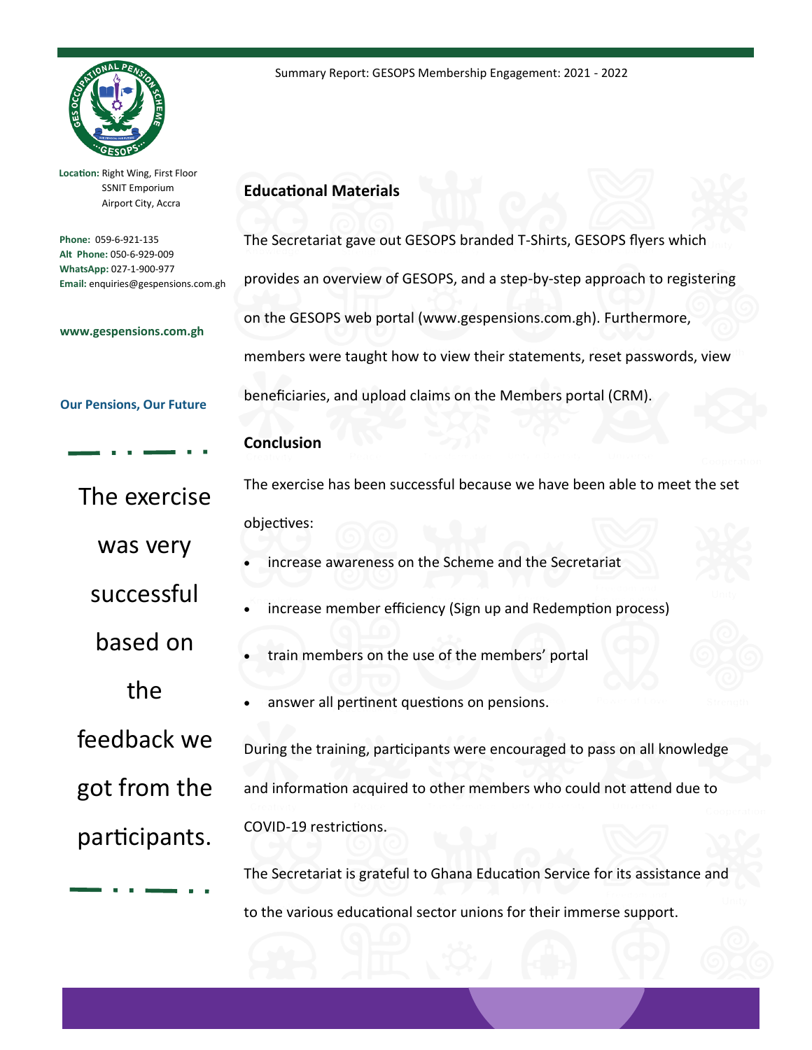Location: Right Wing, First Floor
SSNIT Emporium
Airport City, Accra

Phone: 059-6-921-135
Alt Phone: 050-6-929-009
WhatsApp: 027-1-900-977
Email: enquiries@gespensions.com.gh

www.gespensions.com.gh

Our Pensions, Our Future

The exercise was very successful based on the feedback we got from the participants.

**Educational Materials**

The Secretariat gave out GESOPS branded T-Shirts, GESOPS flyers which provides an overview of GESOPS, and a step-by-step approach to registering on the GESOPS web portal (www.gespensions.com.gh). Furthermore, members were taught how to view their statements, reset passwords, view beneficiaries, and upload claims on the Members portal (CRM).

**Conclusion**

The exercise has been successful because we have been able to meet the set objectives:

- increase awareness on the Scheme and the Secretariat
- increase member efficiency (Sign up and Redemption process)
- train members on the use of the members' portal
- answer all pertinent questions on pensions.

During the training, participants were encouraged to pass on all knowledge and information acquired to other members who could not attend due to COVID-19 restrictions.

The Secretariat is grateful to Ghana Education Service for its assistance and to the various educational sector unions for their immerse support.